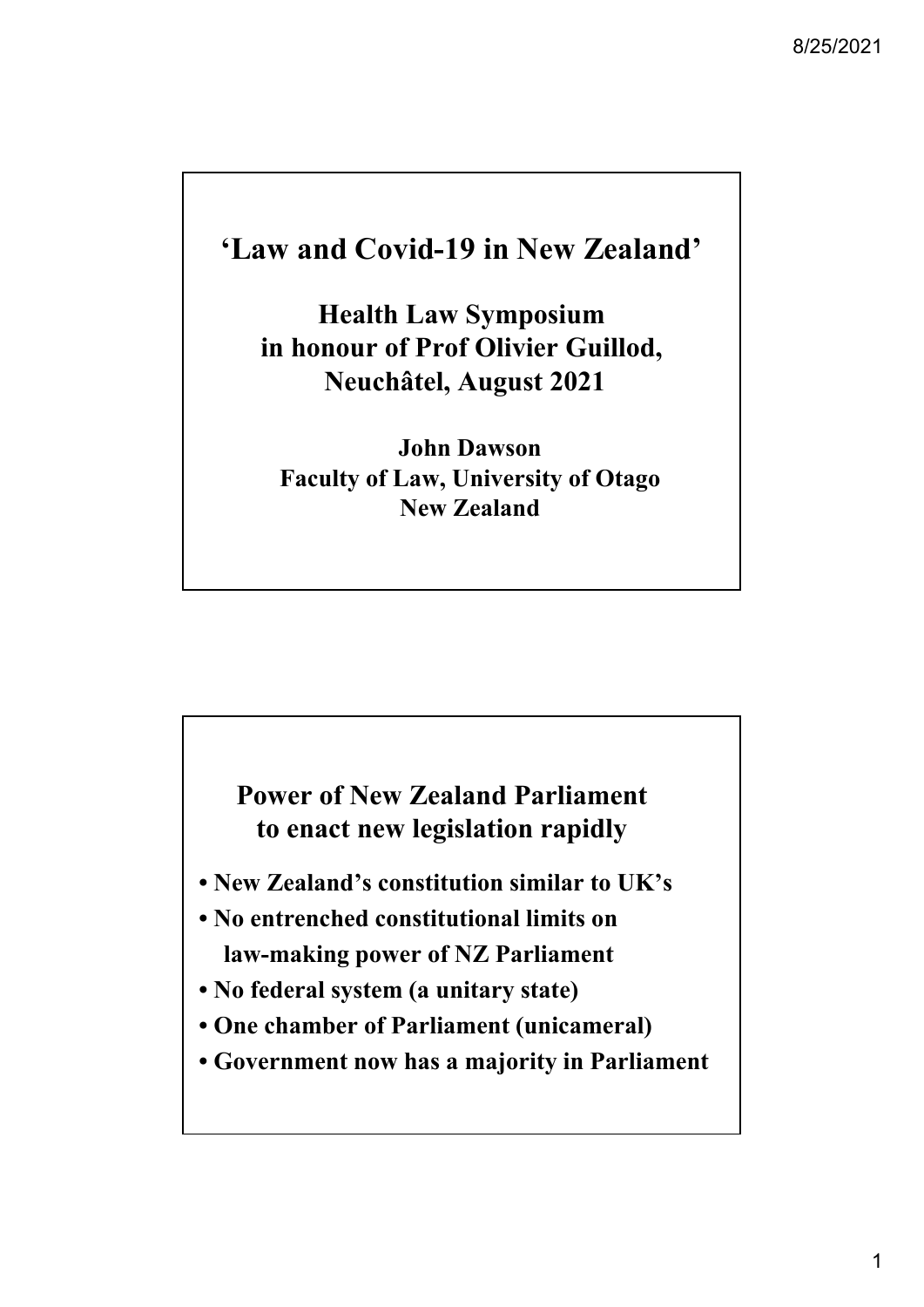# 'Law and Covid-19 in New Zealand'

**Health Law Symposium in honour of Prof Olivier Guillod, Neuchâtel, August 2021**

**John Dawson**
**Faculty of Law, University of Otago**
**New Zealand**

## Power of New Zealand Parliament to enact new legislation rapidly

- New Zealand's constitution similar to UK's
- No entrenched constitutional limits on law-making power of NZ Parliament
- No federal system (a unitary state)
- One chamber of Parliament (unicameral)
- Government now has a majority in Parliament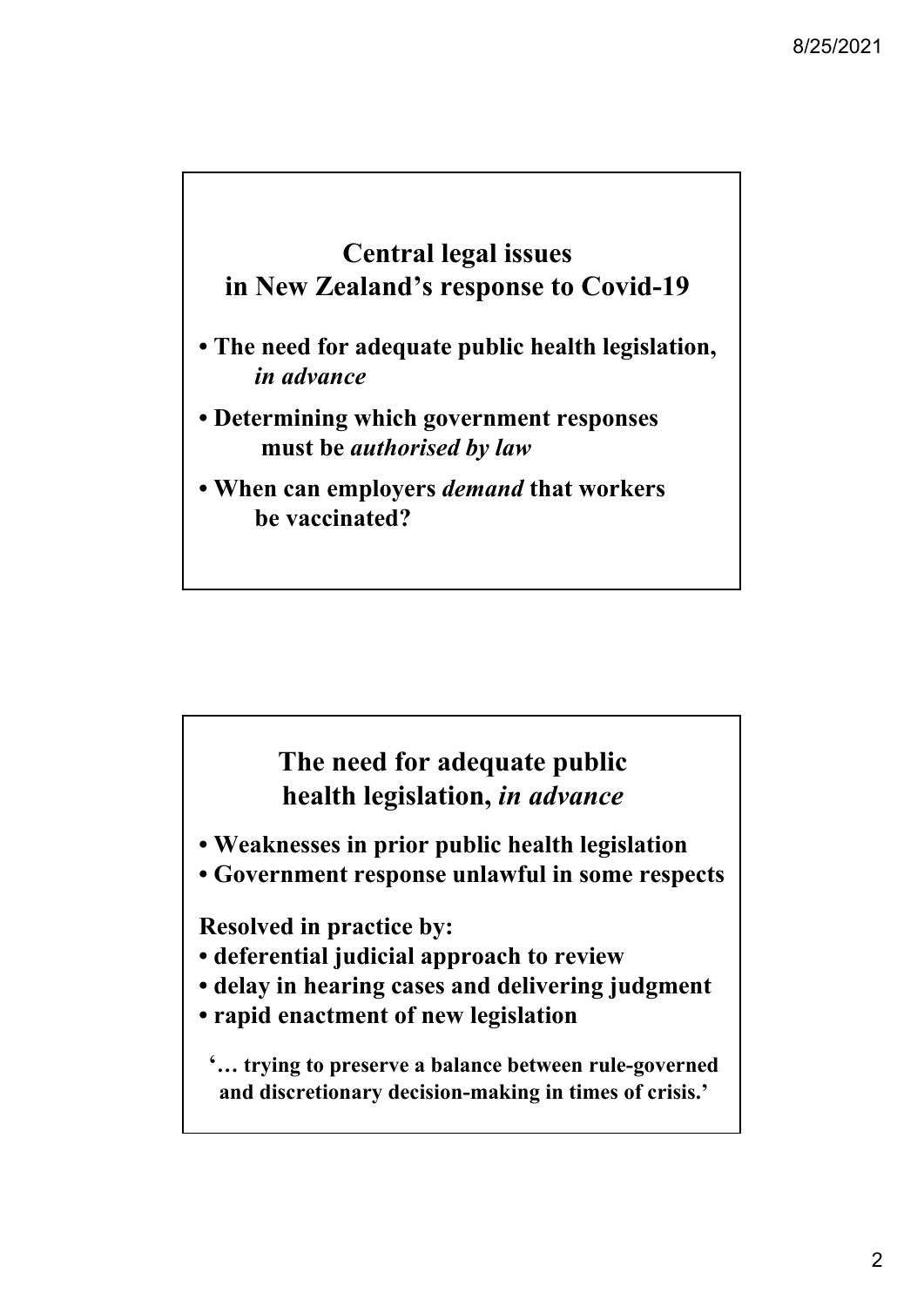## Central legal issues in New Zealand's response to Covid-19

- **The need for adequate public health legislation, *in advance***
- **Determining which government responses must be *authorised by law***
- **When can employers *demand* that workers be vaccinated?**

## The need for adequate public health legislation, *in advance*

- **Weaknesses in prior public health legislation**
- **Government response unlawful in some respects**

**Resolved in practice by:**

- **deferential judicial approach to review**
- **delay in hearing cases and delivering judgment**
- **rapid enactment of new legislation**

**'… trying to preserve a balance between rule-governed and discretionary decision-making in times of crisis.'**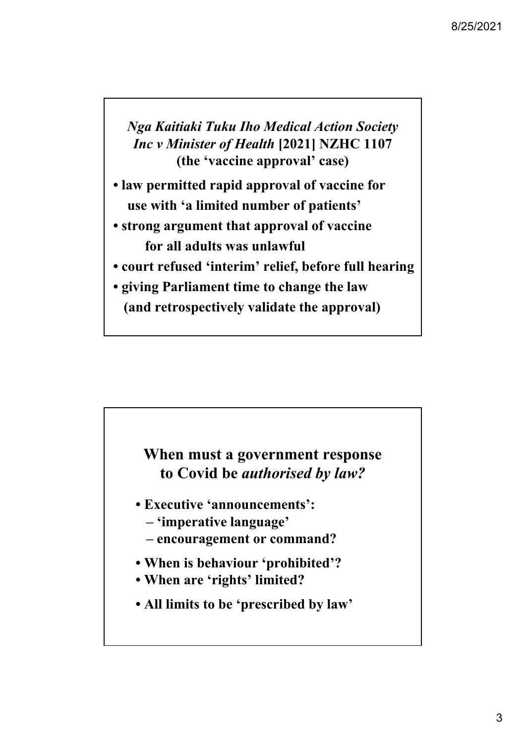## *Nga Kaitiaki Tuku Iho Medical Action Society Inc v Minister of Health* [2021] NZHC 1107 (the 'vaccine approval' case)

- **law permitted rapid approval of vaccine for use with 'a limited number of patients'**
- **strong argument that approval of vaccine for all adults was unlawful**
- **court refused 'interim' relief, before full hearing**
- **giving Parliament time to change the law (and retrospectively validate the approval)**

## When must a government response to Covid be *authorised by law?*

- **Executive 'announcements':**
  - **'imperative language'**
  - **encouragement or command?**
- **When is behaviour 'prohibited'?**
- **When are 'rights' limited?**
- **All limits to be 'prescribed by law'**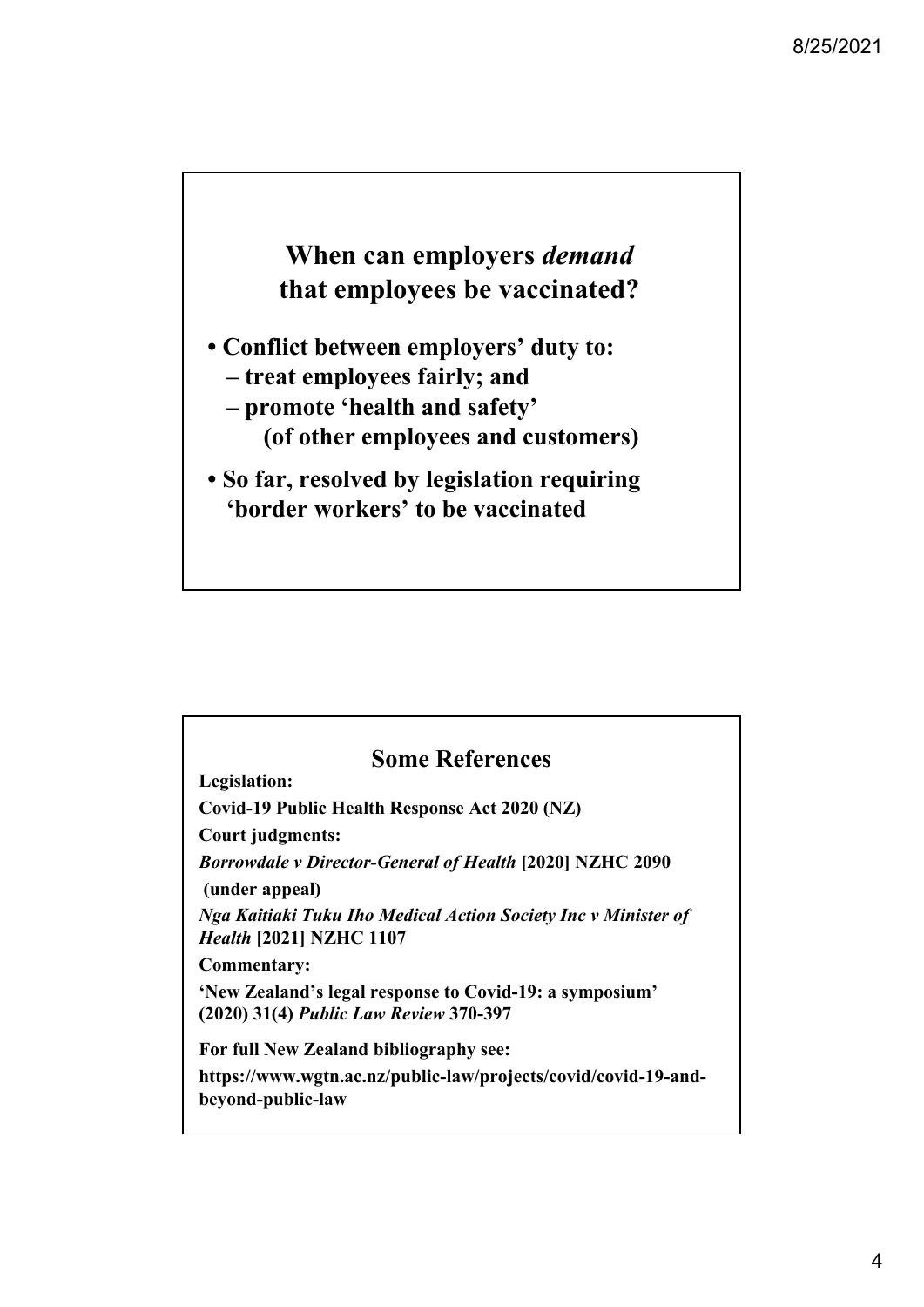## When can employers *demand* that employees be vaccinated?

- Conflict between employers' duty to:
  - treat employees fairly; and
  - promote 'health and safety' (of other employees and customers)
- So far, resolved by legislation requiring 'border workers' to be vaccinated

## Some References

**Legislation:**

**Covid-19 Public Health Response Act 2020 (NZ)**

**Court judgments:**

***Borrowdale v Director-General of Health* [2020] NZHC 2090 (under appeal)**

***Nga Kaitiaki Tuku Iho Medical Action Society Inc v Minister of Health* [2021] NZHC 1107**

**Commentary:**

**'New Zealand's legal response to Covid-19: a symposium' (2020) 31(4) *Public Law Review* 370-397**

**For full New Zealand bibliography see:**

**https://www.wgtn.ac.nz/public-law/projects/covid/covid-19-and-beyond-public-law**